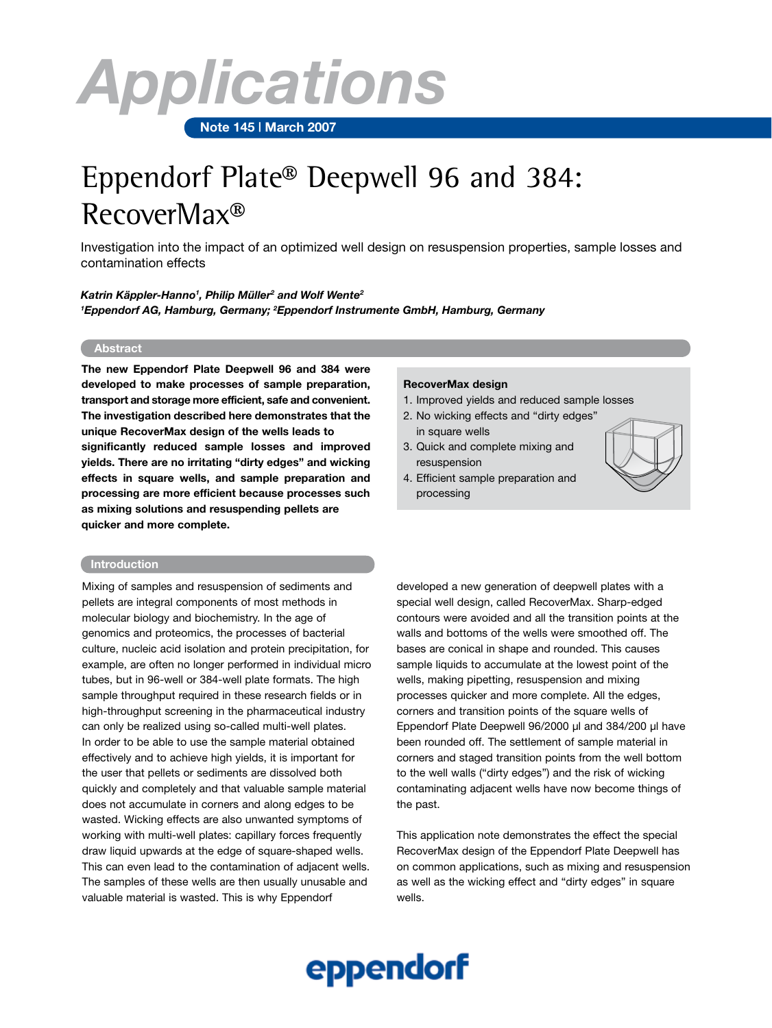# Applications

**Note 145 | March 2007**

# Eppendorf Plate® Deepwell 96 and 384: RecoverMax®

Investigation into the impact of an optimized well design on resuspension properties, sample losses and contamination effects

***Katrin Käppler-Hanno[1], Philip Müller[2] and Wolf Wente[2]***
***[1]Eppendorf AG, Hamburg, Germany; [2]Eppendorf Instrumente GmbH, Hamburg, Germany***

## Abstract

**The new Eppendorf Plate Deepwell 96 and 384 were developed to make processes of sample preparation, transport and storage more efficient, safe and convenient. The investigation described here demonstrates that the unique RecoverMax design of the wells leads to significantly reduced sample losses and improved yields. There are no irritating "dirty edges" and wicking effects in square wells, and sample preparation and processing are more efficient because processes such as mixing solutions and resuspending pellets are quicker and more complete.**

**RecoverMax design**

1. Improved yields and reduced sample losses
2. No wicking effects and "dirty edges" in square wells
3. Quick and complete mixing and resuspension
4. Efficient sample preparation and processing

## Introduction

Mixing of samples and resuspension of sediments and pellets are integral components of most methods in molecular biology and biochemistry. In the age of genomics and proteomics, the processes of bacterial culture, nucleic acid isolation and protein precipitation, for example, are often no longer performed in individual micro tubes, but in 96-well or 384-well plate formats. The high sample throughput required in these research fields or in high-throughput screening in the pharmaceutical industry can only be realized using so-called multi-well plates.
In order to be able to use the sample material obtained effectively and to achieve high yields, it is important for the user that pellets or sediments are dissolved both quickly and completely and that valuable sample material does not accumulate in corners and along edges to be wasted. Wicking effects are also unwanted symptoms of working with multi-well plates: capillary forces frequently draw liquid upwards at the edge of square-shaped wells. This can even lead to the contamination of adjacent wells. The samples of these wells are then usually unusable and valuable material is wasted. This is why Eppendorf developed a new generation of deepwell plates with a special well design, called RecoverMax. Sharp-edged contours were avoided and all the transition points at the walls and bottoms of the wells were smoothed off. The bases are conical in shape and rounded. This causes sample liquids to accumulate at the lowest point of the wells, making pipetting, resuspension and mixing processes quicker and more complete. All the edges, corners and transition points of the square wells of Eppendorf Plate Deepwell 96/2000 µl and 384/200 µl have been rounded off. The settlement of sample material in corners and staged transition points from the well bottom to the well walls ("dirty edges") and the risk of wicking contaminating adjacent wells have now become things of the past.

This application note demonstrates the effect the special RecoverMax design of the Eppendorf Plate Deepwell has on common applications, such as mixing and resuspension as well as the wicking effect and "dirty edges" in square wells.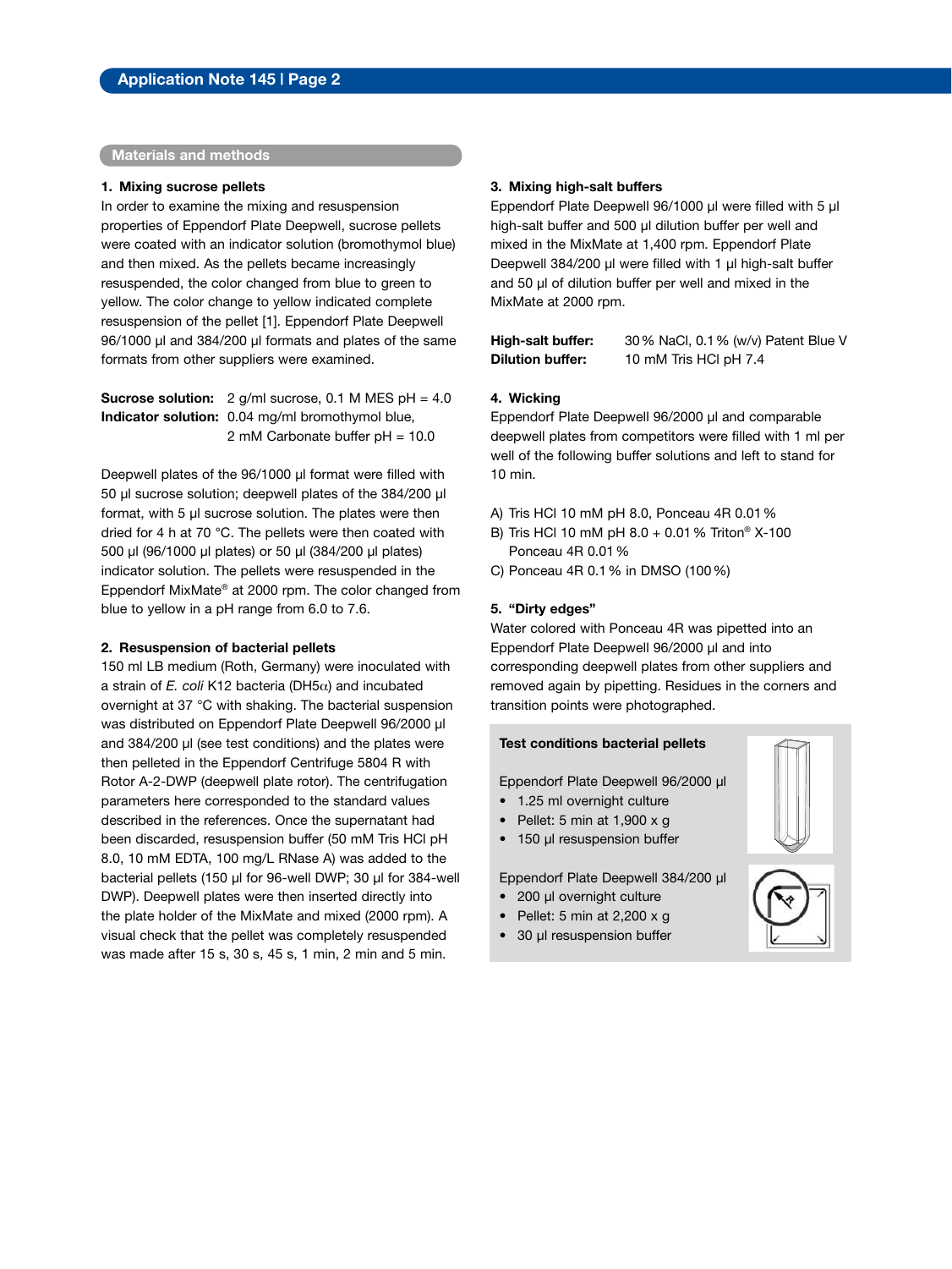## Materials and methods

### 1. Mixing sucrose pellets

In order to examine the mixing and resuspension properties of Eppendorf Plate Deepwell, sucrose pellets were coated with an indicator solution (bromothymol blue) and then mixed. As the pellets became increasingly resuspended, the color changed from blue to green to yellow. The color change to yellow indicated complete resuspension of the pellet [1]. Eppendorf Plate Deepwell 96/1000 µl and 384/200 µl formats and plates of the same formats from other suppliers were examined.

**Sucrose solution:** 2 g/ml sucrose, 0.1 M MES pH = 4.0
**Indicator solution:** 0.04 mg/ml bromothymol blue, 2 mM Carbonate buffer pH = 10.0

Deepwell plates of the 96/1000 µl format were filled with 50 µl sucrose solution; deepwell plates of the 384/200 µl format, with 5 µl sucrose solution. The plates were then dried for 4 h at 70 °C. The pellets were then coated with 500 µl (96/1000 µl plates) or 50 µl (384/200 µl plates) indicator solution. The pellets were resuspended in the Eppendorf MixMate® at 2000 rpm. The color changed from blue to yellow in a pH range from 6.0 to 7.6.

### 2. Resuspension of bacterial pellets

150 ml LB medium (Roth, Germany) were inoculated with a strain of *E. coli* K12 bacteria (DH5$\alpha$) and incubated overnight at 37 °C with shaking. The bacterial suspension was distributed on Eppendorf Plate Deepwell 96/2000 µl and 384/200 µl (see test conditions) and the plates were then pelleted in the Eppendorf Centrifuge 5804 R with Rotor A-2-DWP (deepwell plate rotor). The centrifugation parameters here corresponded to the standard values described in the references. Once the supernatant had been discarded, resuspension buffer (50 mM Tris HCl pH 8.0, 10 mM EDTA, 100 mg/L RNase A) was added to the bacterial pellets (150 µl for 96-well DWP; 30 µl for 384-well DWP). Deepwell plates were then inserted directly into the plate holder of the MixMate and mixed (2000 rpm). A visual check that the pellet was completely resuspended was made after 15 s, 30 s, 45 s, 1 min, 2 min and 5 min.

### 3. Mixing high-salt buffers

Eppendorf Plate Deepwell 96/1000 µl were filled with 5 µl high-salt buffer and 500 µl dilution buffer per well and mixed in the MixMate at 1,400 rpm. Eppendorf Plate Deepwell 384/200 µl were filled with 1 µl high-salt buffer and 50 µl of dilution buffer per well and mixed in the MixMate at 2000 rpm.

**High-salt buffer:** 30 % NaCl, 0.1 % (w/v) Patent Blue V
**Dilution buffer:** 10 mM Tris HCl pH 7.4

### 4. Wicking

Eppendorf Plate Deepwell 96/2000 µl and comparable deepwell plates from competitors were filled with 1 ml per well of the following buffer solutions and left to stand for 10 min.

A) Tris HCl 10 mM pH 8.0, Ponceau 4R 0.01 %
B) Tris HCl 10 mM pH 8.0 + 0.01 % Triton® X-100 Ponceau 4R 0.01 %
C) Ponceau 4R 0.1 % in DMSO (100 %)

### 5. "Dirty edges"

Water colored with Ponceau 4R was pipetted into an Eppendorf Plate Deepwell 96/2000 µl and into corresponding deepwell plates from other suppliers and removed again by pipetting. Residues in the corners and transition points were photographed.

**Test conditions bacterial pellets**

Eppendorf Plate Deepwell 96/2000 µl
- 1.25 ml overnight culture
- Pellet: 5 min at 1,900 x g
- 150 µl resuspension buffer

Eppendorf Plate Deepwell 384/200 µl
- 200 µl overnight culture
- Pellet: 5 min at 2,200 x g
- 30 µl resuspension buffer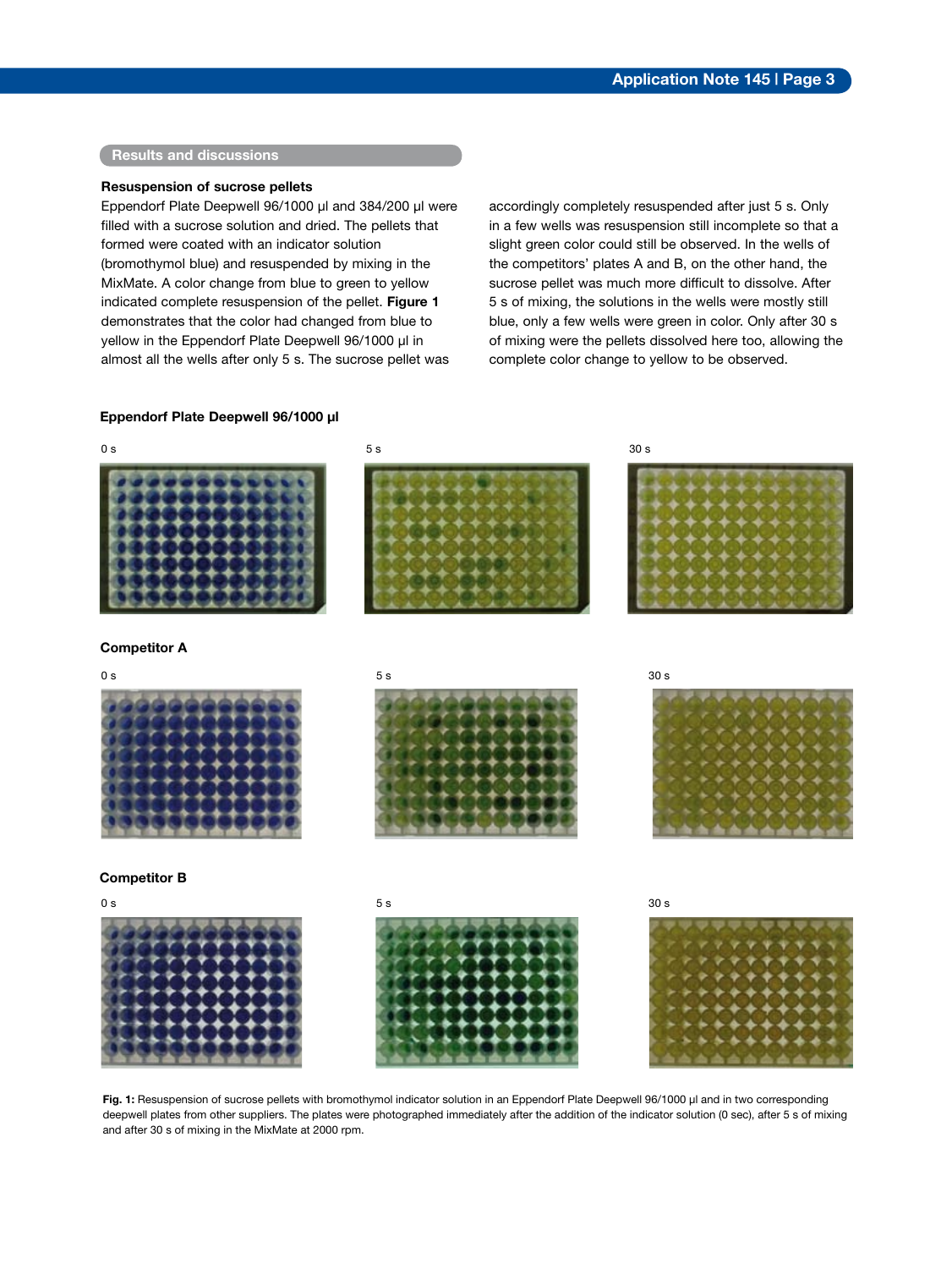## Results and discussions

### Resuspension of sucrose pellets

Eppendorf Plate Deepwell 96/1000 µl and 384/200 µl were filled with a sucrose solution and dried. The pellets that formed were coated with an indicator solution (bromothymol blue) and resuspended by mixing in the MixMate. A color change from blue to green to yellow indicated complete resuspension of the pellet. **Figure 1** demonstrates that the color had changed from blue to yellow in the Eppendorf Plate Deepwell 96/1000 µl in almost all the wells after only 5 s. The sucrose pellet was accordingly completely resuspended after just 5 s. Only in a few wells was resuspension still incomplete so that a slight green color could still be observed. In the wells of the competitors' plates A and B, on the other hand, the sucrose pellet was much more difficult to dissolve. After 5 s of mixing, the solutions in the wells were mostly still blue, only a few wells were green in color. Only after 30 s of mixing were the pellets dissolved here too, allowing the complete color change to yellow to be observed.

**Eppendorf Plate Deepwell 96/1000 µl**

0 s | 5 s | 30 s

**Competitor A**

0 s | 5 s | 30 s

**Competitor B**

0 s | 5 s | 30 s

**Fig. 1:** Resuspension of sucrose pellets with bromothymol indicator solution in an Eppendorf Plate Deepwell 96/1000 µl and in two corresponding deepwell plates from other suppliers. The plates were photographed immediately after the addition of the indicator solution (0 sec), after 5 s of mixing and after 30 s of mixing in the MixMate at 2000 rpm.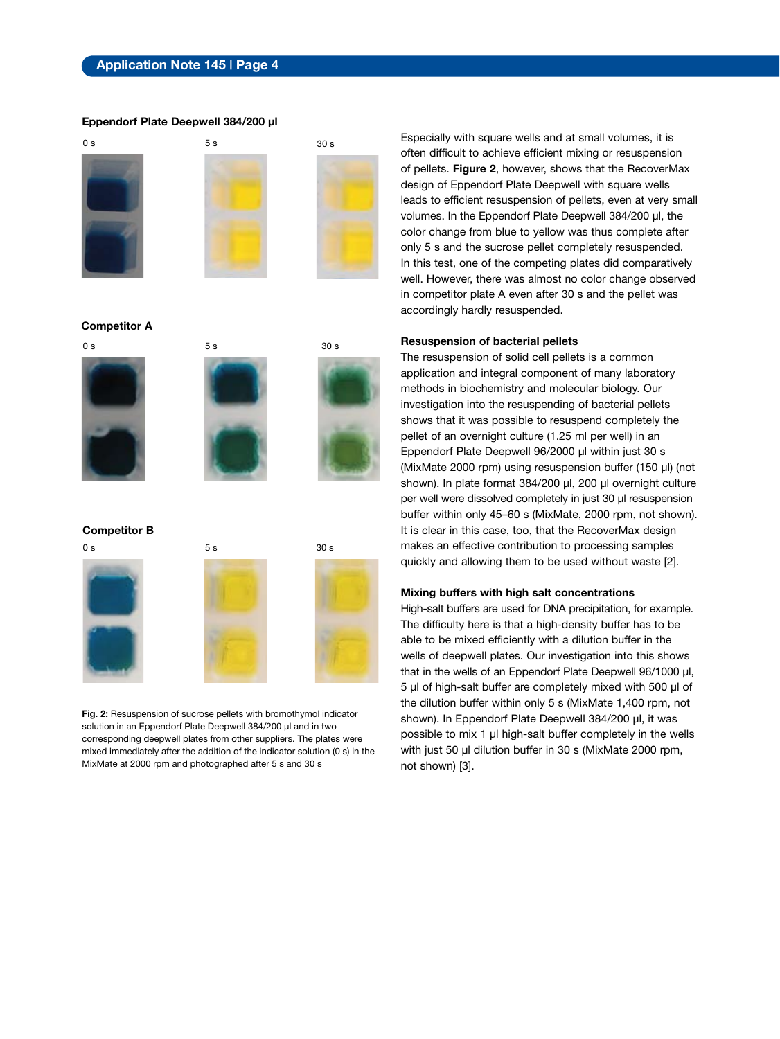**Eppendorf Plate Deepwell 384/200 µl**

0 s    5 s    30 s

**Competitor A**

0 s    5 s    30 s

**Competitor B**

0 s    5 s    30 s

**Fig. 2:** Resuspension of sucrose pellets with bromothymol indicator solution in an Eppendorf Plate Deepwell 384/200 µl and in two corresponding deepwell plates from other suppliers. The plates were mixed immediately after the addition of the indicator solution (0 s) in the MixMate at 2000 rpm and photographed after 5 s and 30 s

Especially with square wells and at small volumes, it is often difficult to achieve efficient mixing or resuspension of pellets. **Figure 2**, however, shows that the RecoverMax design of Eppendorf Plate Deepwell with square wells leads to efficient resuspension of pellets, even at very small volumes. In the Eppendorf Plate Deepwell 384/200 µl, the color change from blue to yellow was thus complete after only 5 s and the sucrose pellet completely resuspended. In this test, one of the competing plates did comparatively well. However, there was almost no color change observed in competitor plate A even after 30 s and the pellet was accordingly hardly resuspended.

### Resuspension of bacterial pellets

The resuspension of solid cell pellets is a common application and integral component of many laboratory methods in biochemistry and molecular biology. Our investigation into the resuspending of bacterial pellets shows that it was possible to resuspend completely the pellet of an overnight culture (1.25 ml per well) in an Eppendorf Plate Deepwell 96/2000 µl within just 30 s (MixMate 2000 rpm) using resuspension buffer (150 µl) (not shown). In plate format 384/200 µl, 200 µl overnight culture per well were dissolved completely in just 30 µl resuspension buffer within only 45–60 s (MixMate, 2000 rpm, not shown). It is clear in this case, too, that the RecoverMax design makes an effective contribution to processing samples quickly and allowing them to be used without waste [2].

### Mixing buffers with high salt concentrations

High-salt buffers are used for DNA precipitation, for example. The difficulty here is that a high-density buffer has to be able to be mixed efficiently with a dilution buffer in the wells of deepwell plates. Our investigation into this shows that in the wells of an Eppendorf Plate Deepwell 96/1000 µl, 5 µl of high-salt buffer are completely mixed with 500 µl of the dilution buffer within only 5 s (MixMate 1,400 rpm, not shown). In Eppendorf Plate Deepwell 384/200 µl, it was possible to mix 1 µl high-salt buffer completely in the wells with just 50 µl dilution buffer in 30 s (MixMate 2000 rpm, not shown) [3].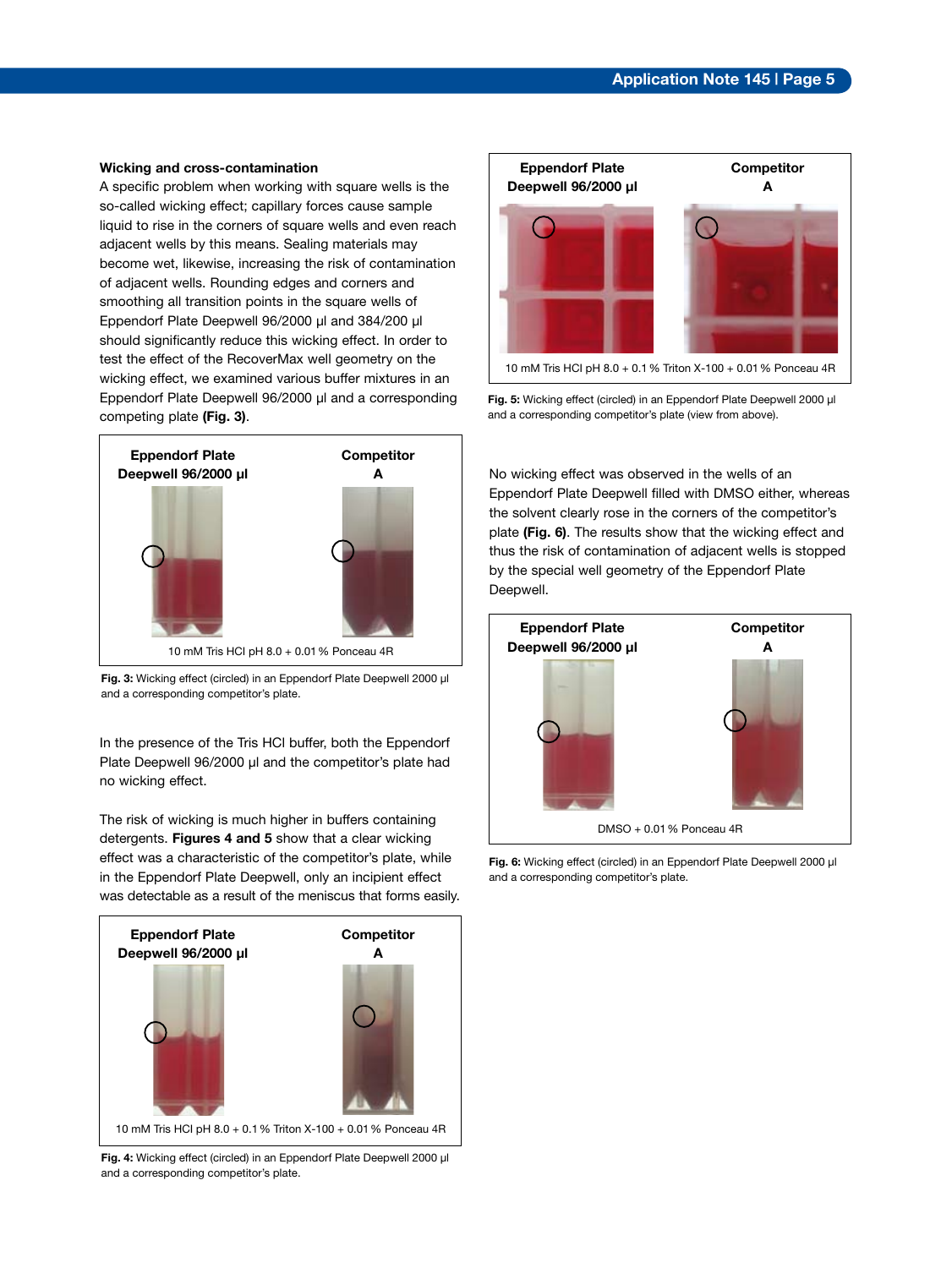### Wicking and cross-contamination

A specific problem when working with square wells is the so-called wicking effect; capillary forces cause sample liquid to rise in the corners of square wells and even reach adjacent wells by this means. Sealing materials may become wet, likewise, increasing the risk of contamination of adjacent wells. Rounding edges and corners and smoothing all transition points in the square wells of Eppendorf Plate Deepwell 96/2000 µl and 384/200 µl should significantly reduce this wicking effect. In order to test the effect of the RecoverMax well geometry on the wicking effect, we examined various buffer mixtures in an Eppendorf Plate Deepwell 96/2000 µl and a corresponding competing plate **(Fig. 3)**.

Eppendorf Plate Deepwell 96/2000 µl | Competitor A

10 mM Tris HCl pH 8.0 + 0.01 % Ponceau 4R

**Fig. 3:** Wicking effect (circled) in an Eppendorf Plate Deepwell 2000 µl and a corresponding competitor's plate.

In the presence of the Tris HCl buffer, both the Eppendorf Plate Deepwell 96/2000 µl and the competitor's plate had no wicking effect.

The risk of wicking is much higher in buffers containing detergents. **Figures 4 and 5** show that a clear wicking effect was a characteristic of the competitor's plate, while in the Eppendorf Plate Deepwell, only an incipient effect was detectable as a result of the meniscus that forms easily.

Eppendorf Plate Deepwell 96/2000 µl | Competitor A

10 mM Tris HCl pH 8.0 + 0.1 % Triton X-100 + 0.01 % Ponceau 4R

**Fig. 4:** Wicking effect (circled) in an Eppendorf Plate Deepwell 2000 µl and a corresponding competitor's plate.

Eppendorf Plate Deepwell 96/2000 µl | Competitor A

10 mM Tris HCl pH 8.0 + 0.1 % Triton X-100 + 0.01 % Ponceau 4R

**Fig. 5:** Wicking effect (circled) in an Eppendorf Plate Deepwell 2000 µl and a corresponding competitor's plate (view from above).

No wicking effect was observed in the wells of an Eppendorf Plate Deepwell filled with DMSO either, whereas the solvent clearly rose in the corners of the competitor's plate **(Fig. 6)**. The results show that the wicking effect and thus the risk of contamination of adjacent wells is stopped by the special well geometry of the Eppendorf Plate Deepwell.

Eppendorf Plate Deepwell 96/2000 µl | Competitor A

DMSO + 0.01 % Ponceau 4R

**Fig. 6:** Wicking effect (circled) in an Eppendorf Plate Deepwell 2000 µl and a corresponding competitor's plate.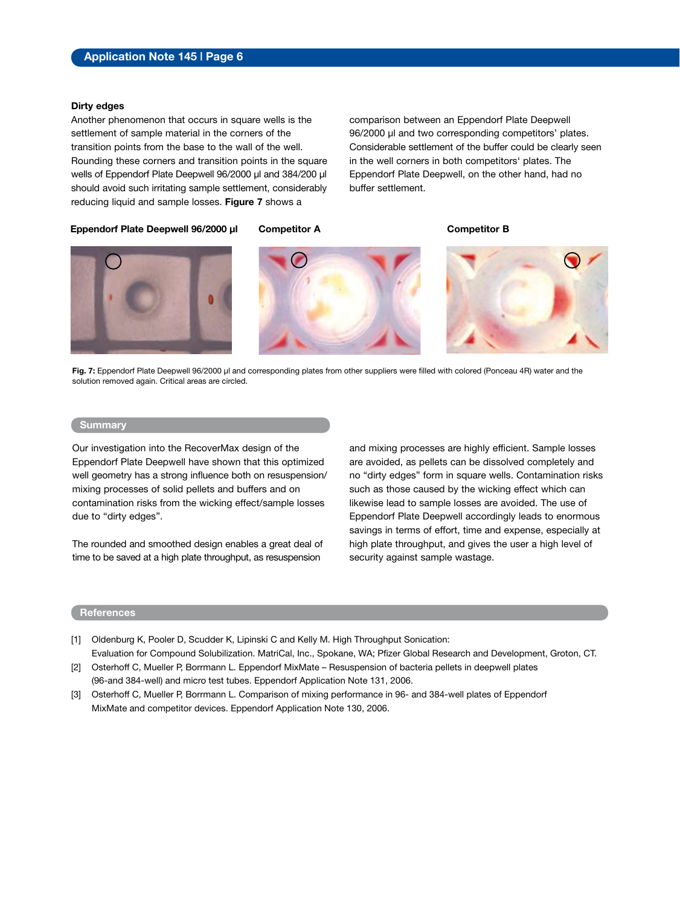### Dirty edges

Another phenomenon that occurs in square wells is the settlement of sample material in the corners of the transition points from the base to the wall of the well. Rounding these corners and transition points in the square wells of Eppendorf Plate Deepwell 96/2000 µl and 384/200 µl should avoid such irritating sample settlement, considerably reducing liquid and sample losses. **Figure 7** shows a comparison between an Eppendorf Plate Deepwell 96/2000 µl and two corresponding competitors' plates. Considerable settlement of the buffer could be clearly seen in the well corners in both competitors' plates. The Eppendorf Plate Deepwell, on the other hand, had no buffer settlement.

**Eppendorf Plate Deepwell 96/2000 µl** **Competitor A** **Competitor B**

**Fig. 7:** Eppendorf Plate Deepwell 96/2000 µl and corresponding plates from other suppliers were filled with colored (Ponceau 4R) water and the solution removed again. Critical areas are circled.

## Summary

Our investigation into the RecoverMax design of the Eppendorf Plate Deepwell have shown that this optimized well geometry has a strong influence both on resuspension/mixing processes of solid pellets and buffers and on contamination risks from the wicking effect/sample losses due to "dirty edges".

The rounded and smoothed design enables a great deal of time to be saved at a high plate throughput, as resuspension and mixing processes are highly efficient. Sample losses are avoided, as pellets can be dissolved completely and no "dirty edges" form in square wells. Contamination risks such as those caused by the wicking effect which can likewise lead to sample losses are avoided. The use of Eppendorf Plate Deepwell accordingly leads to enormous savings in terms of effort, time and expense, especially at high plate throughput, and gives the user a high level of security against sample wastage.

## References

[1] Oldenburg K, Pooler D, Scudder K, Lipinski C and Kelly M. High Throughput Sonication: Evaluation for Compound Solubilization. MatriCal, Inc., Spokane, WA; Pfizer Global Research and Development, Groton, CT.

[2] Osterhoff C, Mueller P, Borrmann L. Eppendorf MixMate – Resuspension of bacteria pellets in deepwell plates (96-and 384-well) and micro test tubes. Eppendorf Application Note 131, 2006.

[3] Osterhoff C, Mueller P, Borrmann L. Comparison of mixing performance in 96- and 384-well plates of Eppendorf MixMate and competitor devices. Eppendorf Application Note 130, 2006.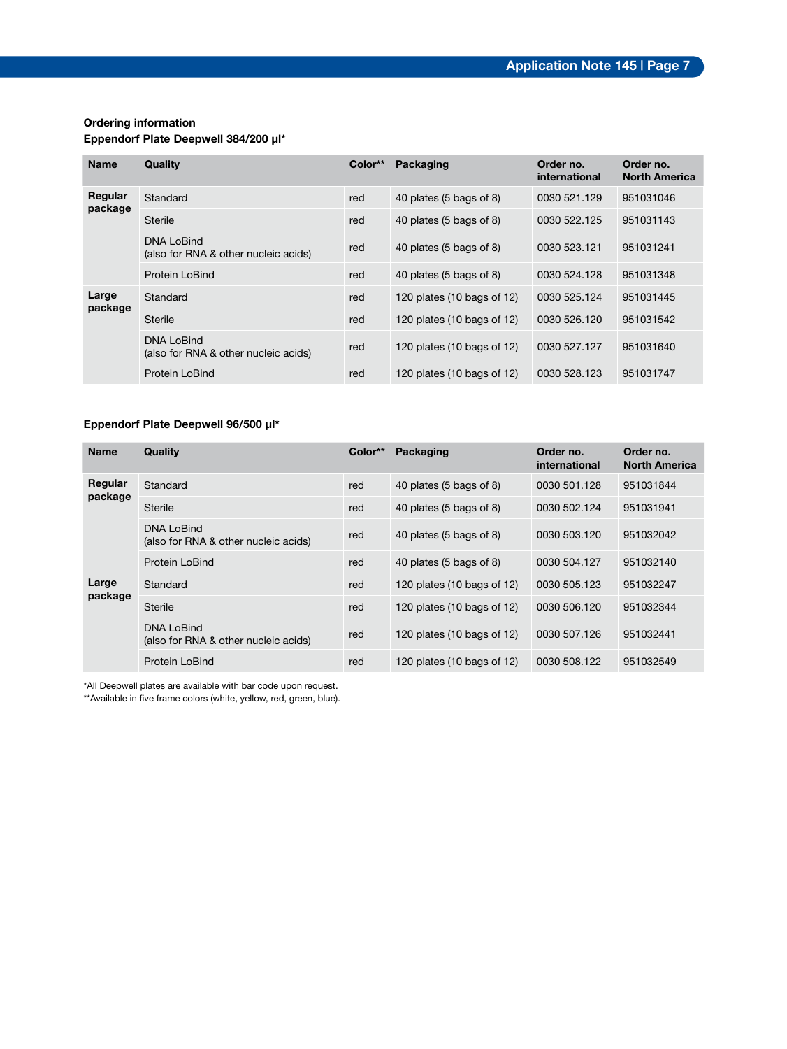**Ordering information**

**Eppendorf Plate Deepwell 384/200 µl***

| Name | Quality | Color** | Packaging | Order no. international | Order no. North America |
|---|---|---|---|---|---|
| **Regular package** | Standard | red | 40 plates (5 bags of 8) | 0030 521.129 | 951031046 |
| | Sterile | red | 40 plates (5 bags of 8) | 0030 522.125 | 951031143 |
| | DNA LoBind (also for RNA & other nucleic acids) | red | 40 plates (5 bags of 8) | 0030 523.121 | 951031241 |
| | Protein LoBind | red | 40 plates (5 bags of 8) | 0030 524.128 | 951031348 |
| **Large package** | Standard | red | 120 plates (10 bags of 12) | 0030 525.124 | 951031445 |
| | Sterile | red | 120 plates (10 bags of 12) | 0030 526.120 | 951031542 |
| | DNA LoBind (also for RNA & other nucleic acids) | red | 120 plates (10 bags of 12) | 0030 527.127 | 951031640 |
| | Protein LoBind | red | 120 plates (10 bags of 12) | 0030 528.123 | 951031747 |

**Eppendorf Plate Deepwell 96/500 µl***

| Name | Quality | Color** | Packaging | Order no. international | Order no. North America |
|---|---|---|---|---|---|
| **Regular package** | Standard | red | 40 plates (5 bags of 8) | 0030 501.128 | 951031844 |
| | Sterile | red | 40 plates (5 bags of 8) | 0030 502.124 | 951031941 |
| | DNA LoBind (also for RNA & other nucleic acids) | red | 40 plates (5 bags of 8) | 0030 503.120 | 951032042 |
| | Protein LoBind | red | 40 plates (5 bags of 8) | 0030 504.127 | 951032140 |
| **Large package** | Standard | red | 120 plates (10 bags of 12) | 0030 505.123 | 951032247 |
| | Sterile | red | 120 plates (10 bags of 12) | 0030 506.120 | 951032344 |
| | DNA LoBind (also for RNA & other nucleic acids) | red | 120 plates (10 bags of 12) | 0030 507.126 | 951032441 |
| | Protein LoBind | red | 120 plates (10 bags of 12) | 0030 508.122 | 951032549 |

*All Deepwell plates are available with bar code upon request.
**Available in five frame colors (white, yellow, red, green, blue).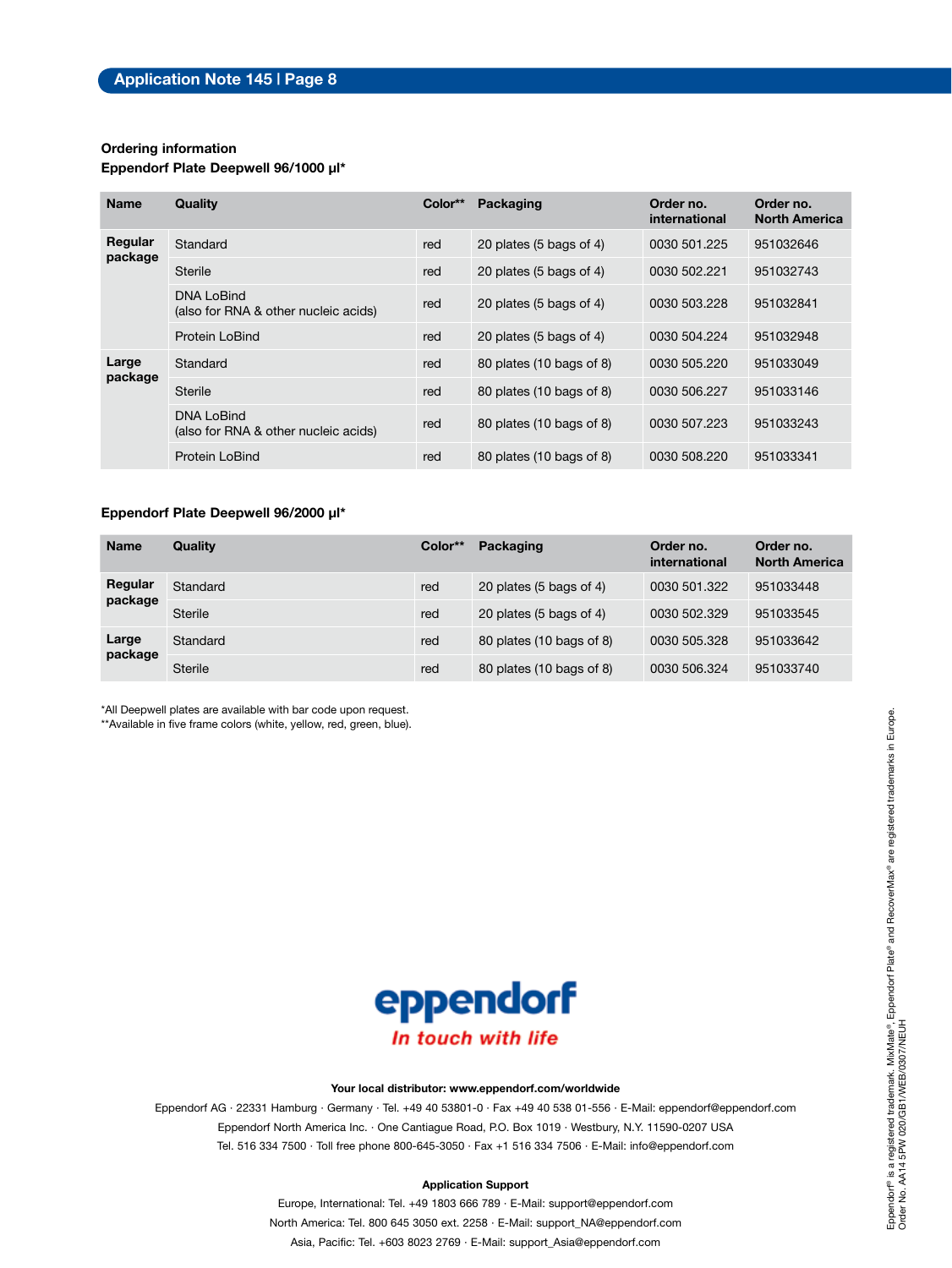## Ordering information

### Eppendorf Plate Deepwell 96/1000 µl*

| Name | Quality | Color** | Packaging | Order no. international | Order no. North America |
|---|---|---|---|---|---|
| Regular package | Standard | red | 20 plates (5 bags of 4) | 0030 501.225 | 951032646 |
| | Sterile | red | 20 plates (5 bags of 4) | 0030 502.221 | 951032743 |
| | DNA LoBind (also for RNA & other nucleic acids) | red | 20 plates (5 bags of 4) | 0030 503.228 | 951032841 |
| | Protein LoBind | red | 20 plates (5 bags of 4) | 0030 504.224 | 951032948 |
| Large package | Standard | red | 80 plates (10 bags of 8) | 0030 505.220 | 951033049 |
| | Sterile | red | 80 plates (10 bags of 8) | 0030 506.227 | 951033146 |
| | DNA LoBind (also for RNA & other nucleic acids) | red | 80 plates (10 bags of 8) | 0030 507.223 | 951033243 |
| | Protein LoBind | red | 80 plates (10 bags of 8) | 0030 508.220 | 951033341 |

### Eppendorf Plate Deepwell 96/2000 µl*

| Name | Quality | Color** | Packaging | Order no. international | Order no. North America |
|---|---|---|---|---|---|
| Regular package | Standard | red | 20 plates (5 bags of 4) | 0030 501.322 | 951033448 |
| | Sterile | red | 20 plates (5 bags of 4) | 0030 502.329 | 951033545 |
| Large package | Standard | red | 80 plates (10 bags of 8) | 0030 505.328 | 951033642 |
| | Sterile | red | 80 plates (10 bags of 8) | 0030 506.324 | 951033740 |

*All Deepwell plates are available with bar code upon request.
**Available in five frame colors (white, yellow, red, green, blue).

eppendorf
*In touch with life*

**Your local distributor: www.eppendorf.com/worldwide**

Eppendorf AG · 22331 Hamburg · Germany · Tel. +49 40 53801-0 · Fax +49 40 538 01-556 · E-Mail: eppendorf@eppendorf.com
Eppendorf North America Inc. · One Cantiague Road, P.O. Box 1019 · Westbury, N.Y. 11590-0207 USA
Tel. 516 334 7500 · Toll free phone 800-645-3050 · Fax +1 516 334 7506 · E-Mail: info@eppendorf.com

**Application Support**

Europe, International: Tel. +49 1803 666 789 · E-Mail: support@eppendorf.com
North America: Tel. 800 645 3050 ext. 2258 · E-Mail: support_NA@eppendorf.com
Asia, Pacific: Tel. +603 8023 2769 · E-Mail: support_Asia@eppendorf.com

Eppendorf® is a registered trademark. MixMate®, Eppendorf Plate® and RecoverMax® are registered trademarks in Europe.
Order No. AA14 5PW 020/GB1/WEB/0307/NEUH